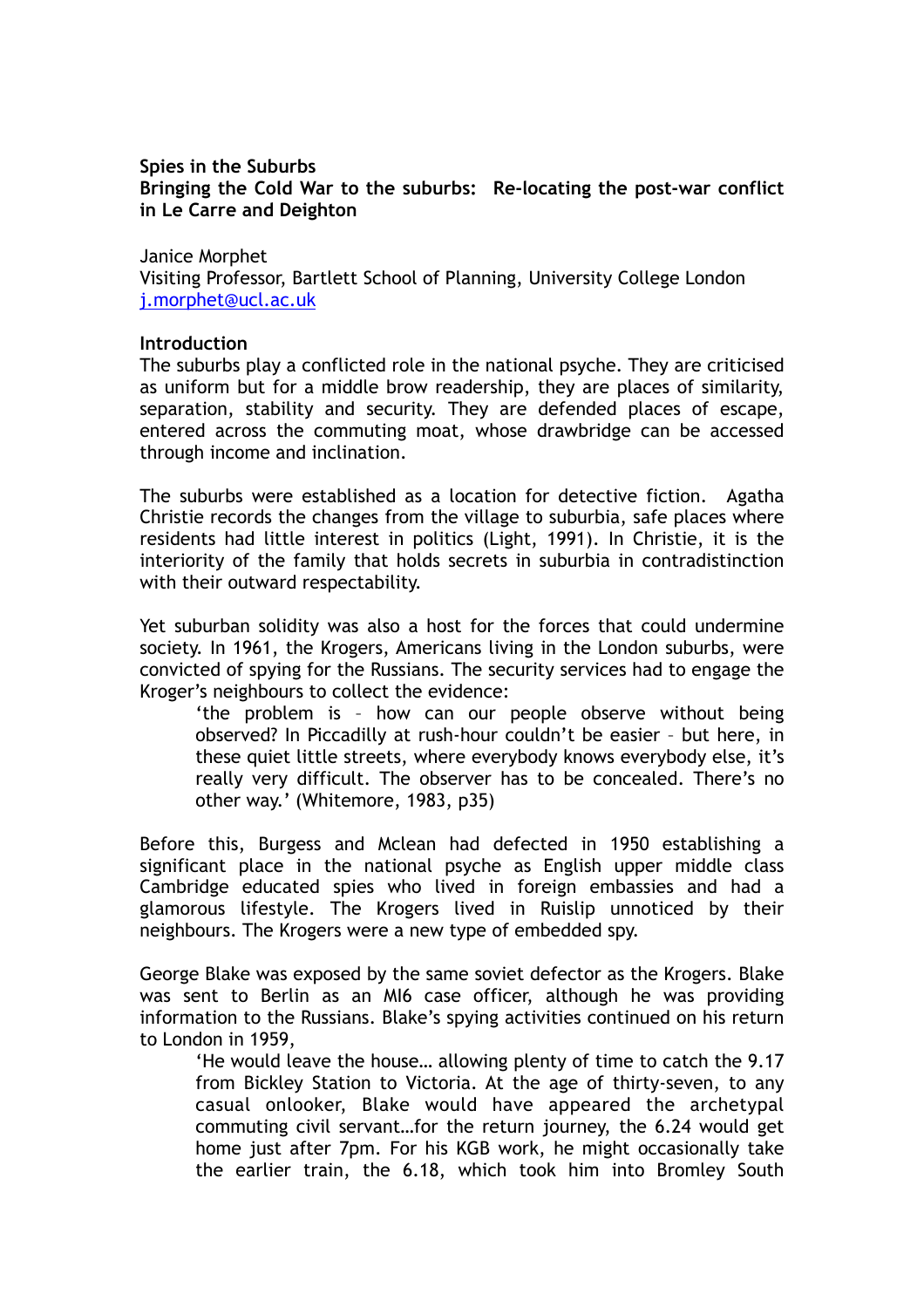**Spies in the Suburbs**

**Bringing the Cold War to the suburbs: Re-locating the post-war conflict in Le Carre and Deighton**

Janice Morphet
Visiting Professor, Bartlett School of Planning, University College London
j.morphet@ucl.ac.uk

**Introduction**

The suburbs play a conflicted role in the national psyche. They are criticised as uniform but for a middle brow readership, they are places of similarity, separation, stability and security. They are defended places of escape, entered across the commuting moat, whose drawbridge can be accessed through income and inclination.

The suburbs were established as a location for detective fiction. Agatha Christie records the changes from the village to suburbia, safe places where residents had little interest in politics (Light, 1991). In Christie, it is the interiority of the family that holds secrets in suburbia in contradistinction with their outward respectability.

Yet suburban solidity was also a host for the forces that could undermine society. In 1961, the Krogers, Americans living in the London suburbs, were convicted of spying for the Russians. The security services had to engage the Kroger's neighbours to collect the evidence:

> 'the problem is – how can our people observe without being observed? In Piccadilly at rush-hour couldn't be easier – but here, in these quiet little streets, where everybody knows everybody else, it's really very difficult. The observer has to be concealed. There's no other way.' (Whitemore, 1983, p35)

Before this, Burgess and Mclean had defected in 1950 establishing a significant place in the national psyche as English upper middle class Cambridge educated spies who lived in foreign embassies and had a glamorous lifestyle. The Krogers lived in Ruislip unnoticed by their neighbours. The Krogers were a new type of embedded spy.

George Blake was exposed by the same soviet defector as the Krogers. Blake was sent to Berlin as an MI6 case officer, although he was providing information to the Russians. Blake's spying activities continued on his return to London in 1959,

> 'He would leave the house… allowing plenty of time to catch the 9.17 from Bickley Station to Victoria. At the age of thirty-seven, to any casual onlooker, Blake would have appeared the archetypal commuting civil servant…for the return journey, the 6.24 would get home just after 7pm. For his KGB work, he might occasionally take the earlier train, the 6.18, which took him into Bromley South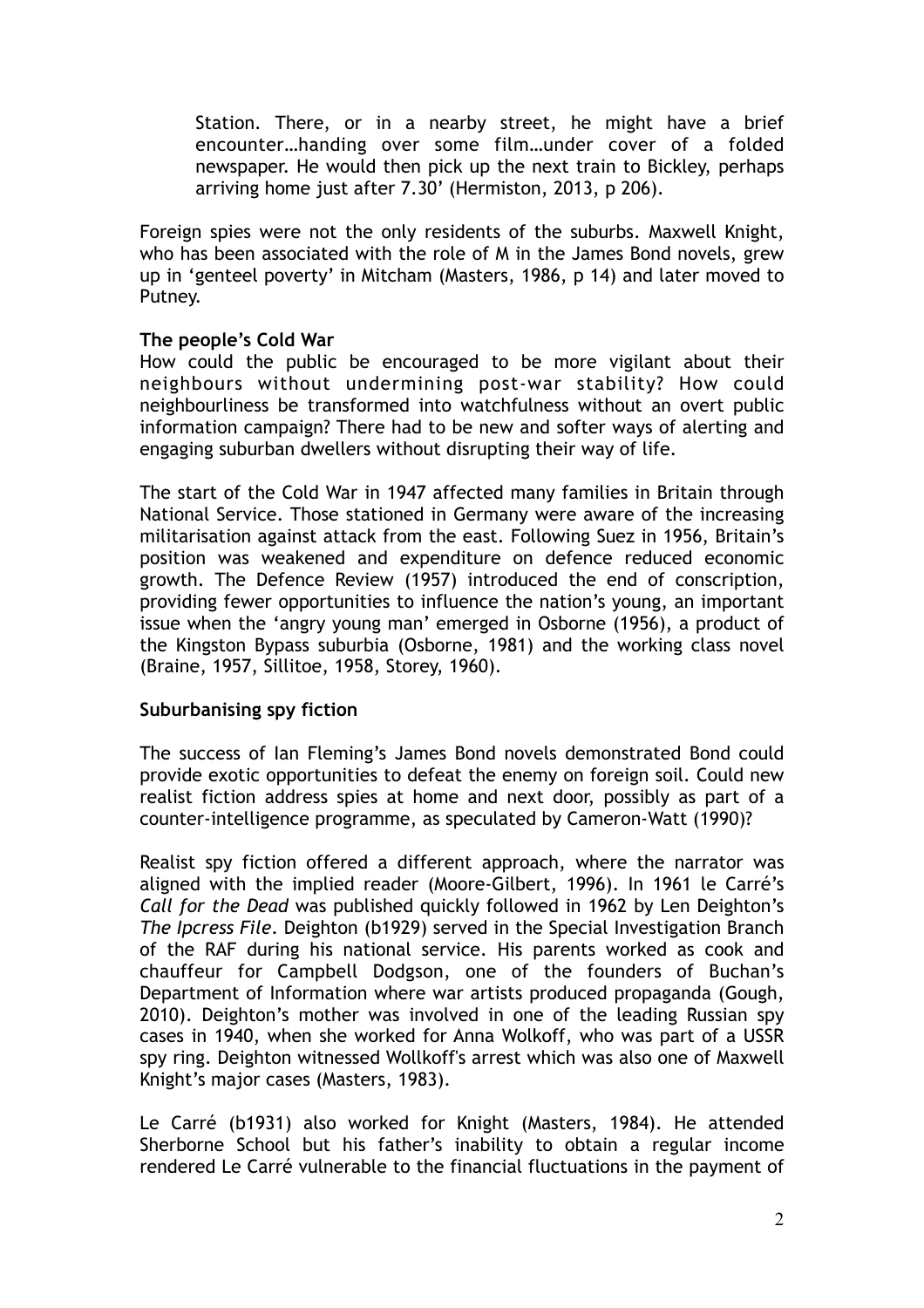Station. There, or in a nearby street, he might have a brief encounter…handing over some film…under cover of a folded newspaper. He would then pick up the next train to Bickley, perhaps arriving home just after 7.30' (Hermiston, 2013, p 206).

Foreign spies were not the only residents of the suburbs. Maxwell Knight, who has been associated with the role of M in the James Bond novels, grew up in 'genteel poverty' in Mitcham (Masters, 1986, p 14) and later moved to Putney.

**The people's Cold War**

How could the public be encouraged to be more vigilant about their neighbours without undermining post-war stability? How could neighbourliness be transformed into watchfulness without an overt public information campaign? There had to be new and softer ways of alerting and engaging suburban dwellers without disrupting their way of life.

The start of the Cold War in 1947 affected many families in Britain through National Service. Those stationed in Germany were aware of the increasing militarisation against attack from the east. Following Suez in 1956, Britain's position was weakened and expenditure on defence reduced economic growth. The Defence Review (1957) introduced the end of conscription, providing fewer opportunities to influence the nation's young, an important issue when the 'angry young man' emerged in Osborne (1956), a product of the Kingston Bypass suburbia (Osborne, 1981) and the working class novel (Braine, 1957, Sillitoe, 1958, Storey, 1960).

**Suburbanising spy fiction**

The success of Ian Fleming's James Bond novels demonstrated Bond could provide exotic opportunities to defeat the enemy on foreign soil. Could new realist fiction address spies at home and next door, possibly as part of a counter-intelligence programme, as speculated by Cameron-Watt (1990)?

Realist spy fiction offered a different approach, where the narrator was aligned with the implied reader (Moore-Gilbert, 1996). In 1961 le Carré's *Call for the Dead* was published quickly followed in 1962 by Len Deighton's *The Ipcress File*. Deighton (b1929) served in the Special Investigation Branch of the RAF during his national service. His parents worked as cook and chauffeur for Campbell Dodgson, one of the founders of Buchan's Department of Information where war artists produced propaganda (Gough, 2010). Deighton's mother was involved in one of the leading Russian spy cases in 1940, when she worked for Anna Wolkoff, who was part of a USSR spy ring. Deighton witnessed Wollkoff's arrest which was also one of Maxwell Knight's major cases (Masters, 1983).

Le Carré (b1931) also worked for Knight (Masters, 1984). He attended Sherborne School but his father's inability to obtain a regular income rendered Le Carré vulnerable to the financial fluctuations in the payment of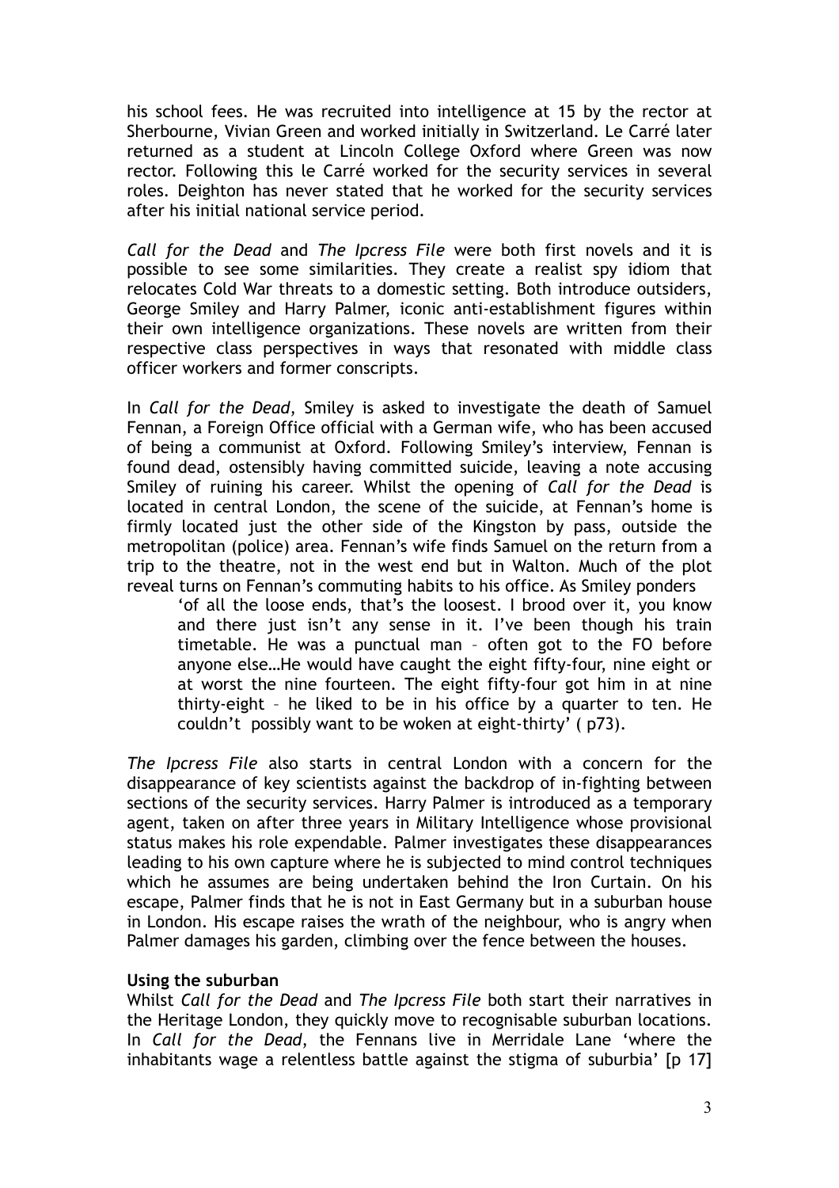his school fees. He was recruited into intelligence at 15 by the rector at Sherbourne, Vivian Green and worked initially in Switzerland. Le Carré later returned as a student at Lincoln College Oxford where Green was now rector. Following this le Carré worked for the security services in several roles. Deighton has never stated that he worked for the security services after his initial national service period.

*Call for the Dead* and *The Ipcress File* were both first novels and it is possible to see some similarities. They create a realist spy idiom that relocates Cold War threats to a domestic setting. Both introduce outsiders, George Smiley and Harry Palmer, iconic anti-establishment figures within their own intelligence organizations. These novels are written from their respective class perspectives in ways that resonated with middle class officer workers and former conscripts.

In *Call for the Dead*, Smiley is asked to investigate the death of Samuel Fennan, a Foreign Office official with a German wife, who has been accused of being a communist at Oxford. Following Smiley's interview, Fennan is found dead, ostensibly having committed suicide, leaving a note accusing Smiley of ruining his career. Whilst the opening of *Call for the Dead* is located in central London, the scene of the suicide, at Fennan's home is firmly located just the other side of the Kingston by pass, outside the metropolitan (police) area. Fennan's wife finds Samuel on the return from a trip to the theatre, not in the west end but in Walton. Much of the plot reveal turns on Fennan's commuting habits to his office. As Smiley ponders

> 'of all the loose ends, that's the loosest. I brood over it, you know and there just isn't any sense in it. I've been though his train timetable. He was a punctual man – often got to the FO before anyone else…He would have caught the eight fifty-four, nine eight or at worst the nine fourteen. The eight fifty-four got him in at nine thirty-eight – he liked to be in his office by a quarter to ten. He couldn't possibly want to be woken at eight-thirty' ( p73).

*The Ipcress File* also starts in central London with a concern for the disappearance of key scientists against the backdrop of in-fighting between sections of the security services. Harry Palmer is introduced as a temporary agent, taken on after three years in Military Intelligence whose provisional status makes his role expendable. Palmer investigates these disappearances leading to his own capture where he is subjected to mind control techniques which he assumes are being undertaken behind the Iron Curtain. On his escape, Palmer finds that he is not in East Germany but in a suburban house in London. His escape raises the wrath of the neighbour, who is angry when Palmer damages his garden, climbing over the fence between the houses.

**Using the suburban**

Whilst *Call for the Dead* and *The Ipcress File* both start their narratives in the Heritage London, they quickly move to recognisable suburban locations. In *Call for the Dead*, the Fennans live in Merridale Lane 'where the inhabitants wage a relentless battle against the stigma of suburbia' [p 17]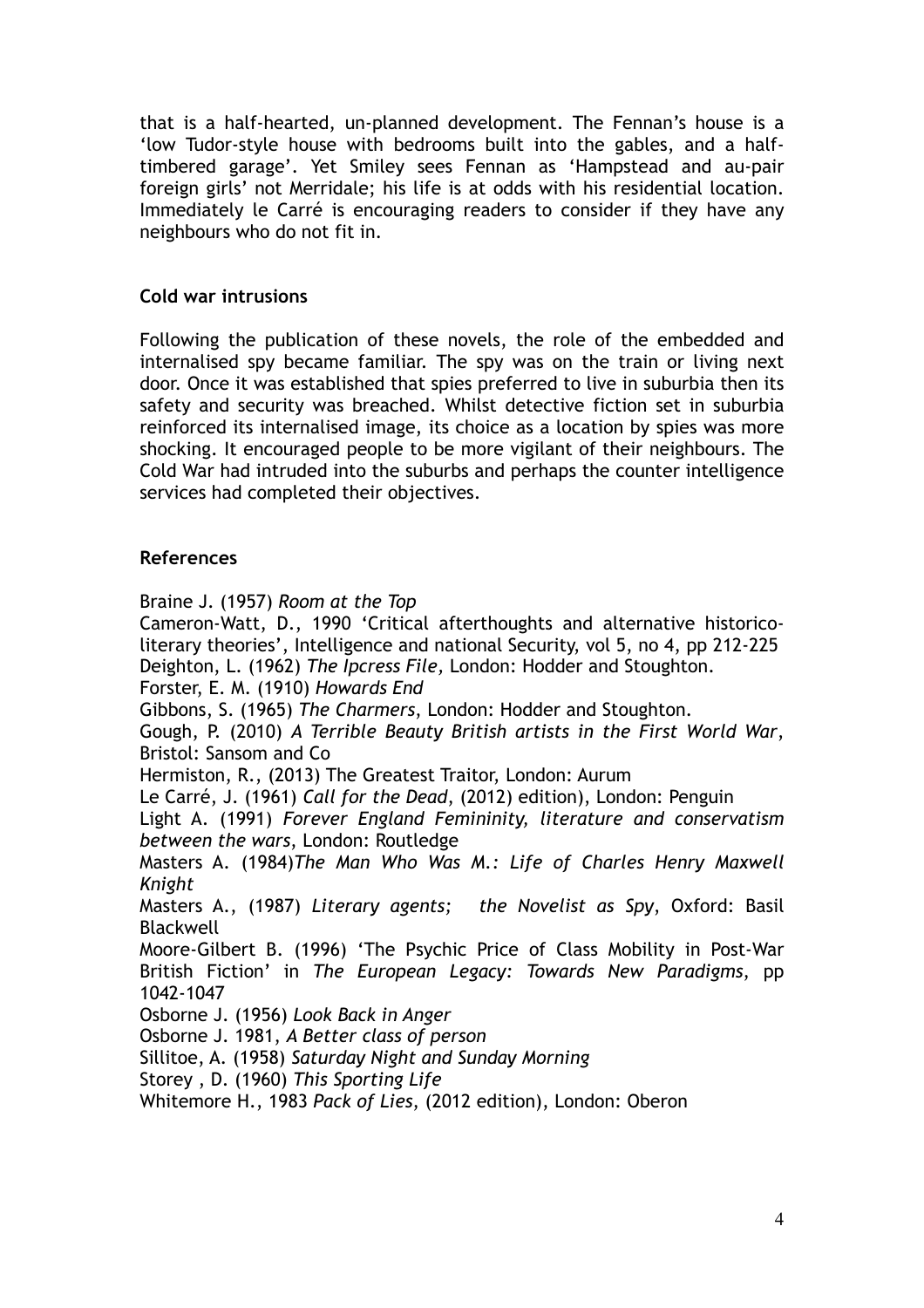that is a half-hearted, un-planned development. The Fennan's house is a 'low Tudor-style house with bedrooms built into the gables, and a half-timbered garage'. Yet Smiley sees Fennan as 'Hampstead and au-pair foreign girls' not Merridale; his life is at odds with his residential location. Immediately le Carré is encouraging readers to consider if they have any neighbours who do not fit in.

**Cold war intrusions**

Following the publication of these novels, the role of the embedded and internalised spy became familiar. The spy was on the train or living next door. Once it was established that spies preferred to live in suburbia then its safety and security was breached. Whilst detective fiction set in suburbia reinforced its internalised image, its choice as a location by spies was more shocking. It encouraged people to be more vigilant of their neighbours. The Cold War had intruded into the suburbs and perhaps the counter intelligence services had completed their objectives.

**References**

Braine J. (1957) *Room at the Top*

Cameron-Watt, D., 1990 'Critical afterthoughts and alternative historico-literary theories', Intelligence and national Security, vol 5, no 4, pp 212-225

Deighton, L. (1962) *The Ipcress File*, London: Hodder and Stoughton.

Forster, E. M. (1910) *Howards End*

Gibbons, S. (1965) *The Charmers*, London: Hodder and Stoughton.

Gough, P. (2010) *A Terrible Beauty British artists in the First World War*, Bristol: Sansom and Co

Hermiston, R., (2013) The Greatest Traitor, London: Aurum

Le Carré, J. (1961) *Call for the Dead*, (2012) edition), London: Penguin

Light A. (1991) *Forever England Femininity, literature and conservatism between the wars*, London: Routledge

Masters A. (1984)*The Man Who Was M.: Life of Charles Henry Maxwell Knight*

Masters A., (1987) *Literary agents; the Novelist as Spy*, Oxford: Basil Blackwell

Moore-Gilbert B. (1996) 'The Psychic Price of Class Mobility in Post-War British Fiction' in *The European Legacy: Towards New Paradigms*, pp 1042-1047

Osborne J. (1956) *Look Back in Anger*

Osborne J. 1981, *A Better class of person*

Sillitoe, A. (1958) *Saturday Night and Sunday Morning*

Storey , D. (1960) *This Sporting Life*

Whitemore H., 1983 *Pack of Lies*, (2012 edition), London: Oberon